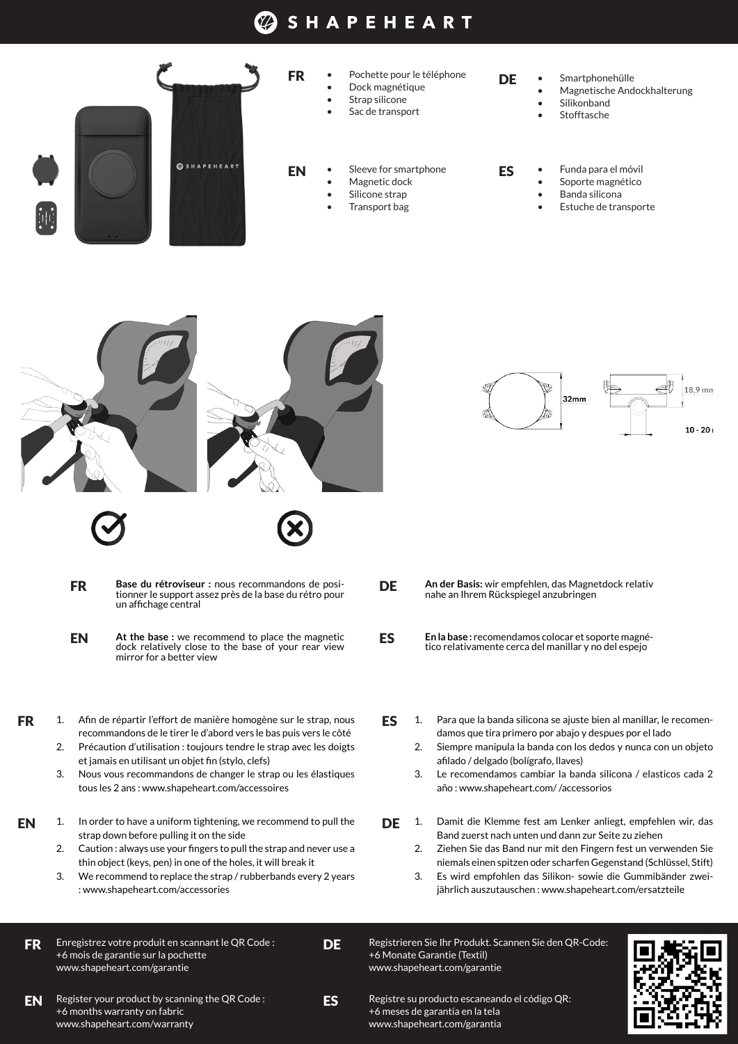# SHAPEHEART

**FR**
- Pochette pour le téléphone
- Dock magnétique
- Strap silicone
- Sac de transport

**DE**
- Smartphonehülle
- Magnetische Andockhalterung
- Silikonband
- Stofftasche

**EN**
- Sleeve for smartphone
- Magnetic dock
- Silicone strap
- Transport bag

**ES**
- Funda para el móvil
- Soporte magnético
- Banda silicona
- Estuche de transporte

32mm

18,9 mm

10 - 20 mm

**FR** **Base du rétroviseur :** nous recommandons de positionner le support assez près de la base du rétro pour un affichage central

**DE** **An der Basis:** wir empfehlen, das Magnetdock relativ nahe an Ihrem Rückspiegel anzubringen

**EN** **At the base :** we recommend to place the magnetic dock relatively close to the base of your rear view mirror for a better view

**ES** **En la base :** recomendamos colocar et soporte magnético relativamente cerca del manillar y no del espejo

**FR**
1. Afin de répartir l'effort de manière homogène sur le strap, nous recommandons de le tirer le d'abord vers le bas puis vers le côté
2. Précaution d'utilisation : toujours tendre le strap avec les doigts et jamais en utilisant un objet fin (stylo, clefs)
3. Nous vous recommandons de changer le strap ou les élastiques tous les 2 ans : www.shapeheart.com/accessoires

**ES**
1. Para que la banda silicona se ajuste bien al manillar, le recomendamos que tira primero por abajo y despues por el lado
2. Siempre manipula la banda con los dedos y nunca con un objeto afilado / delgado (bolígrafo, llaves)
3. Le recomendamos cambiar la banda silicona / elasticos cada 2 año : www.shapeheart.com/ /accessorios

**EN**
1. In order to have a uniform tightening, we recommend to pull the strap down before pulling it on the side
2. Caution : always use your fingers to pull the strap and never use a thin object (keys, pen) in one of the holes, it will break it
3. We recommend to replace the strap / rubberbands every 2 years : www.shapeheart.com/accessories

**DE**
1. Damit die Klemme fest am Lenker anliegt, empfehlen wir, das Band zuerst nach unten und dann zur Seite zu ziehen
2. Ziehen Sie das Band nur mit den Fingern fest un verwenden Sie niemals einen spitzen oder scharfen Gegenstand (Schlüssel, Stift)
3. Es wird empfohlen das Silikon- sowie die Gummibänder zweijährlich auszutauschen : www.shapeheart.com/ersatzteile

**FR** Enregistrez votre produit en scannant le QR Code :
+6 mois de garantie sur la pochette
www.shapeheart.com/garantie

**DE** Registrieren Sie Ihr Produkt. Scannen Sie den QR-Code:
+6 Monate Garantie (Textil)
www.shapeheart.com/garantie

**EN** Register your product by scanning the QR Code :
+6 months warranty on fabric
www.shapeheart.com/warranty

**ES** Registre su producto escaneando el código QR:
+6 meses de garantía en la tela
www.shapeheart.com/garantia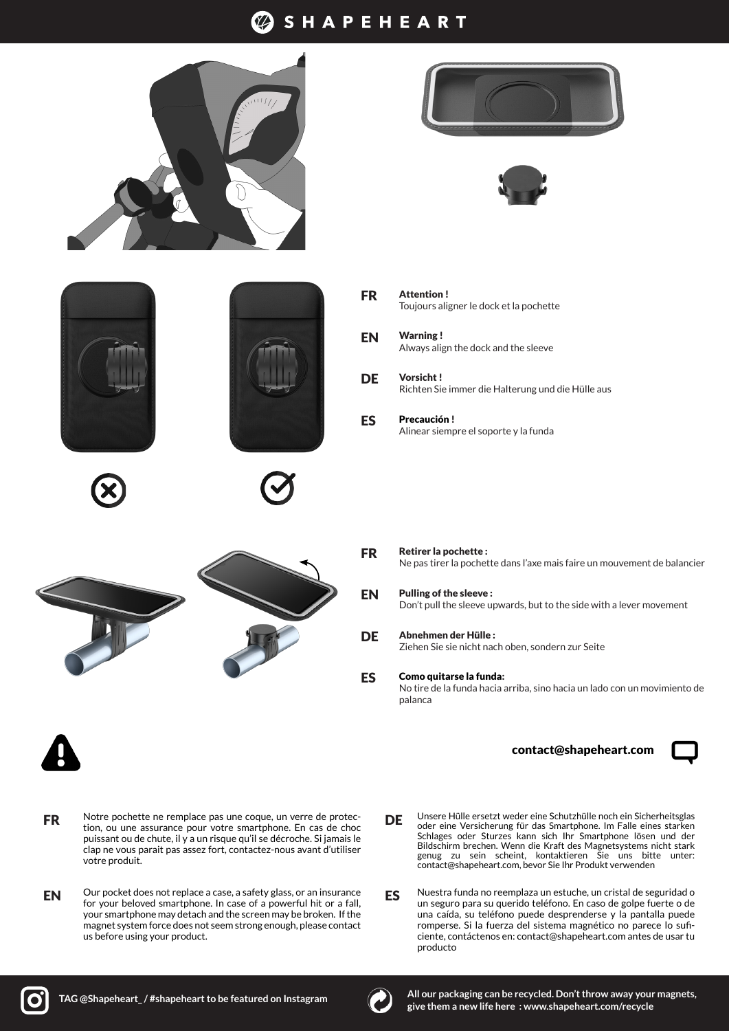# SHAPEHEART

**FR** **Attention !**
Toujours aligner le dock et la pochette

**EN** **Warning !**
Always align the dock and the sleeve

**DE** **Vorsicht !**
Richten Sie immer die Halterung und die Hülle aus

**ES** **Precaución !**
Alinear siempre el soporte y la funda

**FR** **Retirer la pochette :**
Ne pas tirer la pochette dans l'axe mais faire un mouvement de balancier

**EN** **Pulling of the sleeve :**
Don't pull the sleeve upwards, but to the side with a lever movement

**DE** **Abnehmen der Hülle :**
Ziehen Sie sie nicht nach oben, sondern zur Seite

**ES** **Como quitarse la funda:**
No tire de la funda hacia arriba, sino hacia un lado con un movimiento de palanca

**contact@shapeheart.com**

**FR** Notre pochette ne remplace pas une coque, un verre de protection, ou une assurance pour votre smartphone. En cas de choc puissant ou de chute, il y a un risque qu'il se décroche. Si jamais le clap ne vous parait pas assez fort, contactez-nous avant d'utiliser votre produit.

**EN** Our pocket does not replace a case, a safety glass, or an insurance for your beloved smartphone. In case of a powerful hit or a fall, your smartphone may detach and the screen may be broken. If the magnet system force does not seem strong enough, please contact us before using your product.

**DE** Unsere Hülle ersetzt weder eine Schutzhülle noch ein Sicherheitsglas oder eine Versicherung für das Smartphone. Im Falle eines starken Schlages oder Sturzes kann sich Ihr Smartphone lösen und der Bildschirm brechen. Wenn die Kraft des Magnetsystems nicht stark genug zu sein scheint, kontaktieren Sie uns bitte unter: contact@shapeheart.com, bevor Sie Ihr Produkt verwenden

**ES** Nuestra funda no reemplaza un estuche, un cristal de seguridad o un seguro para su querido teléfono. En caso de golpe fuerte o de una caída, su teléfono puede desprenderse y la pantalla puede romperse. Si la fuerza del sistema magnético no parece lo suficiente, contáctenos en: contact@shapeheart.com antes de usar tu producto

**TAG @Shapeheart_ / #shapeheart to be featured on Instagram**

**All our packaging can be recycled. Don't throw away your magnets, give them a new life here : www.shapeheart.com/recycle**